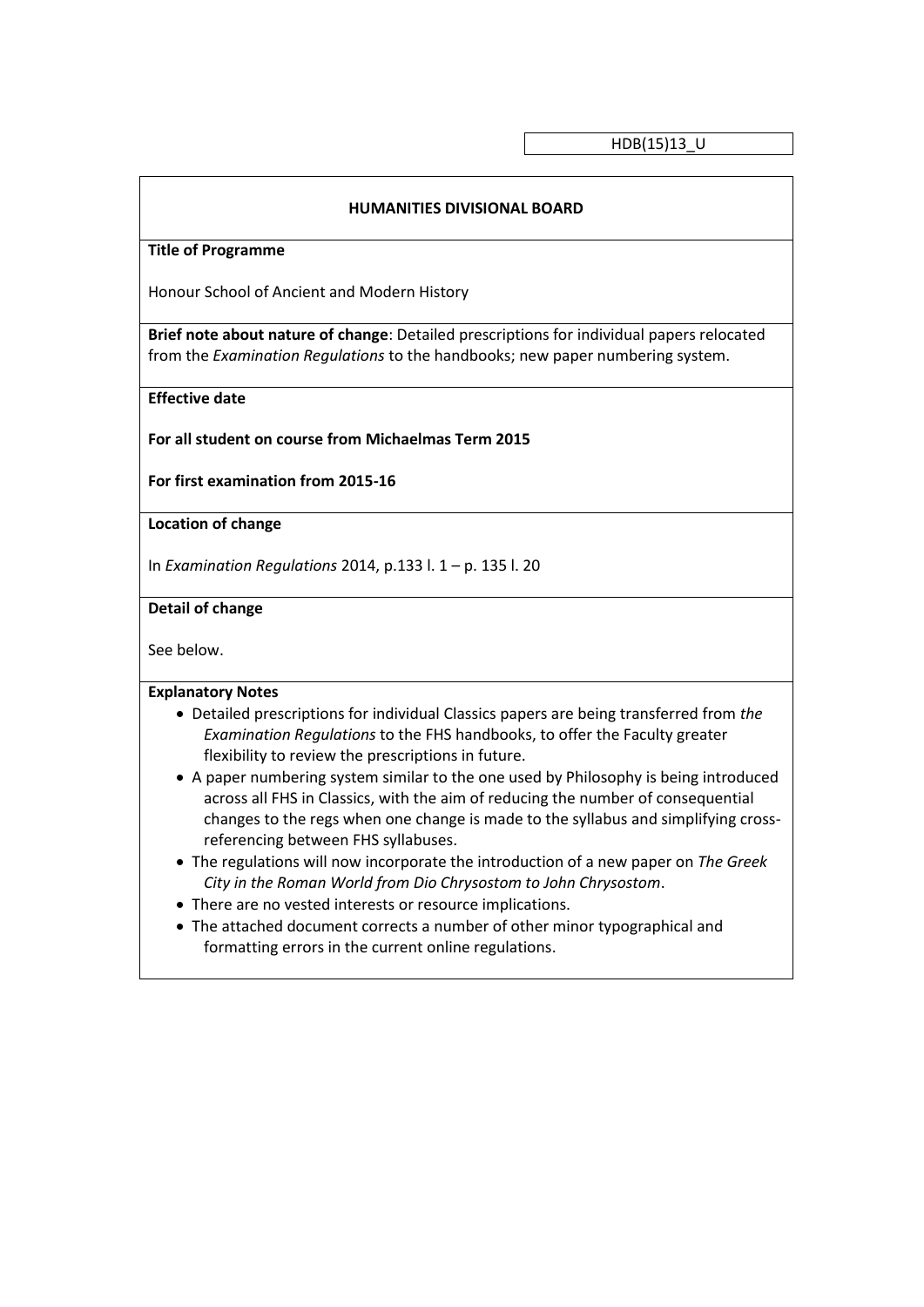HDB(15)13_U

## HUMANITIES DIVISIONAL BOARD

**Title of Programme**

Honour School of Ancient and Modern History

**Brief note about nature of change**: Detailed prescriptions for individual papers relocated from the *Examination Regulations* to the handbooks; new paper numbering system.

**Effective date**

**For all student on course from Michaelmas Term 2015**

**For first examination from 2015-16**

**Location of change**

In *Examination Regulations* 2014, p.133 l. 1 – p. 135 l. 20

**Detail of change**

See below.

**Explanatory Notes**

- Detailed prescriptions for individual Classics papers are being transferred from *the Examination Regulations* to the FHS handbooks, to offer the Faculty greater flexibility to review the prescriptions in future.
- A paper numbering system similar to the one used by Philosophy is being introduced across all FHS in Classics, with the aim of reducing the number of consequential changes to the regs when one change is made to the syllabus and simplifying cross-referencing between FHS syllabuses.
- The regulations will now incorporate the introduction of a new paper on *The Greek City in the Roman World from Dio Chrysostom to John Chrysostom*.
- There are no vested interests or resource implications.
- The attached document corrects a number of other minor typographical and formatting errors in the current online regulations.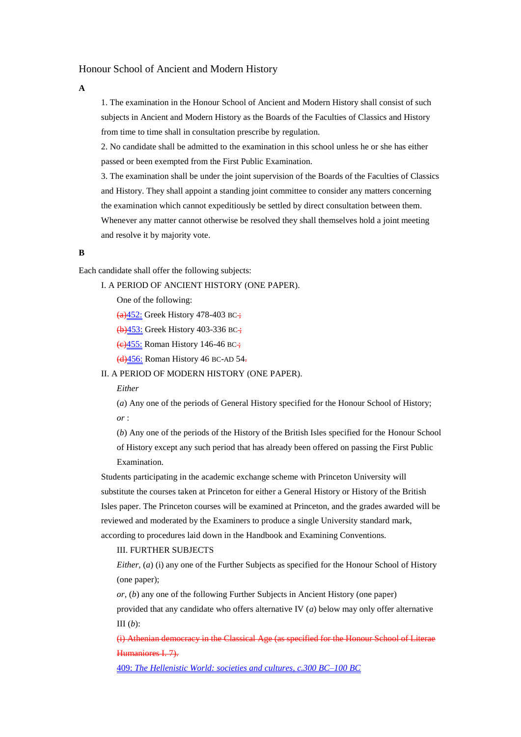Honour School of Ancient and Modern History

**A**

1. The examination in the Honour School of Ancient and Modern History shall consist of such subjects in Ancient and Modern History as the Boards of the Faculties of Classics and History from time to time shall in consultation prescribe by regulation.

2. No candidate shall be admitted to the examination in this school unless he or she has either passed or been exempted from the First Public Examination.

3. The examination shall be under the joint supervision of the Boards of the Faculties of Classics and History. They shall appoint a standing joint committee to consider any matters concerning the examination which cannot expeditiously be settled by direct consultation between them. Whenever any matter cannot otherwise be resolved they shall themselves hold a joint meeting and resolve it by majority vote.

**B**

Each candidate shall offer the following subjects:

I. A PERIOD OF ANCIENT HISTORY (ONE PAPER).

One of the following:

~~(a)~~452: Greek History 478-403 BC~~;~~

~~(b)~~453: Greek History 403-336 BC~~;~~

~~(c)~~455: Roman History 146-46 BC~~;~~

~~(d)~~456: Roman History 46 BC-AD 54~~.~~

II. A PERIOD OF MODERN HISTORY (ONE PAPER).

*Either*

(*a*) Any one of the periods of General History specified for the Honour School of History;

*or* :

(*b*) Any one of the periods of the History of the British Isles specified for the Honour School of History except any such period that has already been offered on passing the First Public Examination.

Students participating in the academic exchange scheme with Princeton University will substitute the courses taken at Princeton for either a General History or History of the British Isles paper. The Princeton courses will be examined at Princeton, and the grades awarded will be reviewed and moderated by the Examiners to produce a single University standard mark, according to procedures laid down in the Handbook and Examining Conventions.

III. FURTHER SUBJECTS

*Either,* (*a*) (i) any one of the Further Subjects as specified for the Honour School of History (one paper);

*or,* (*b*) any one of the following Further Subjects in Ancient History (one paper) provided that any candidate who offers alternative IV (*a*) below may only offer alternative III (*b*):

~~(i) Athenian democracy in the Classical Age (as specified for the Honour School of Literae Humaniores I. 7).~~

409: *The Hellenistic World: societies and cultures, c.300 BC–100 BC*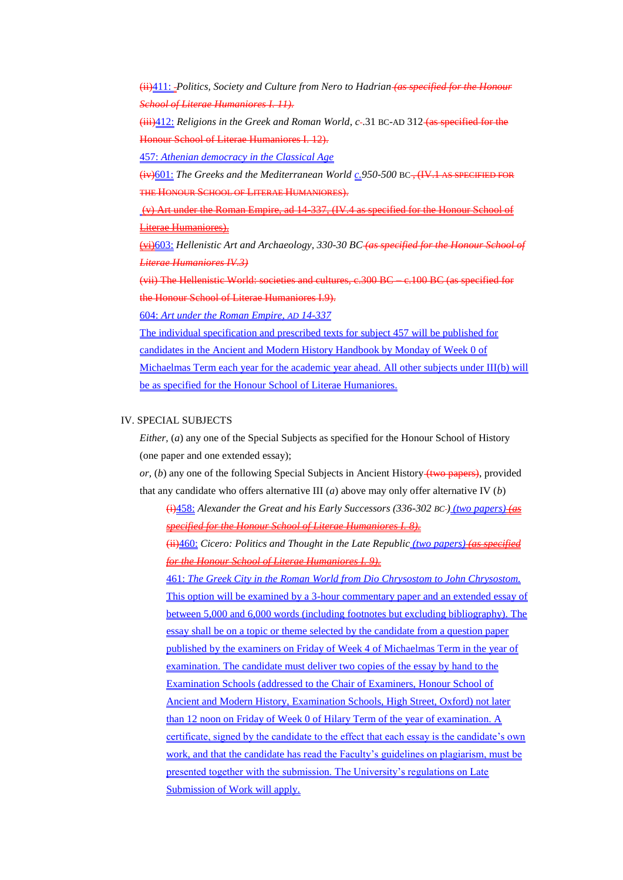~~(ii)~~411: ~~-~~*Politics, Society and Culture from Nero to Hadrian* ~~*(as specified for the Honour School of Literae Humaniores I. 11).*~~

~~(iii)~~412: *Religions in the Greek and Roman World*, *c*~~-~~.31 BC-AD 312 ~~(as specified for the Honour School of Literae Humaniores I. 12).~~

457: *Athenian democracy in the Classical Age*

~~(iv)~~601: *The Greeks and the Mediterranean World* *c.*950-500 BC~~, (IV.1 AS SPECIFIED FOR THE HONOUR SCHOOL OF LITERAE HUMANIORES).~~

~~(v) Art under the Roman Empire, ad 14-337, (IV.4 as specified for the Honour School of Literae Humaniores).~~

~~(vi)~~603: *Hellenistic Art and Archaeology, 330-30 BC* ~~*(as specified for the Honour School of Literae Humaniores IV.3)*~~

~~(vii) The Hellenistic World: societies and cultures, c.300 BC – c.100 BC (as specified for the Honour School of Literae Humaniores I.9).~~

604: *Art under the Roman Empire, AD 14-337*

The individual specification and prescribed texts for subject 457 will be published for candidates in the Ancient and Modern History Handbook by Monday of Week 0 of Michaelmas Term each year for the academic year ahead. All other subjects under III(b) will be as specified for the Honour School of Literae Humaniores.

IV. SPECIAL SUBJECTS

*Either*, (*a*) any one of the Special Subjects as specified for the Honour School of History (one paper and one extended essay);

*or*, (*b*) any one of the following Special Subjects in Ancient History ~~(two papers)~~, provided that any candidate who offers alternative III (*a*) above may only offer alternative IV (*b*)

~~(i)~~458: *Alexander the Great and his Early Successors (336-302 BC~~-~~)* *(two papers)* ~~*(as specified for the Honour School of Literae Humaniores I. 8).*~~

~~(ii)~~460: *Cicero: Politics and Thought in the Late Republic* *(two papers)* ~~*(as specified for the Honour School of Literae Humaniores I. 9).*~~

461: *The Greek City in the Roman World from Dio Chrysostom to John Chrysostom.* This option will be examined by a 3-hour commentary paper and an extended essay of between 5,000 and 6,000 words (including footnotes but excluding bibliography). The essay shall be on a topic or theme selected by the candidate from a question paper published by the examiners on Friday of Week 4 of Michaelmas Term in the year of examination. The candidate must deliver two copies of the essay by hand to the Examination Schools (addressed to the Chair of Examiners, Honour School of Ancient and Modern History, Examination Schools, High Street, Oxford) not later than 12 noon on Friday of Week 0 of Hilary Term of the year of examination. A certificate, signed by the candidate to the effect that each essay is the candidate's own work, and that the candidate has read the Faculty's guidelines on plagiarism, must be presented together with the submission. The University's regulations on Late Submission of Work will apply.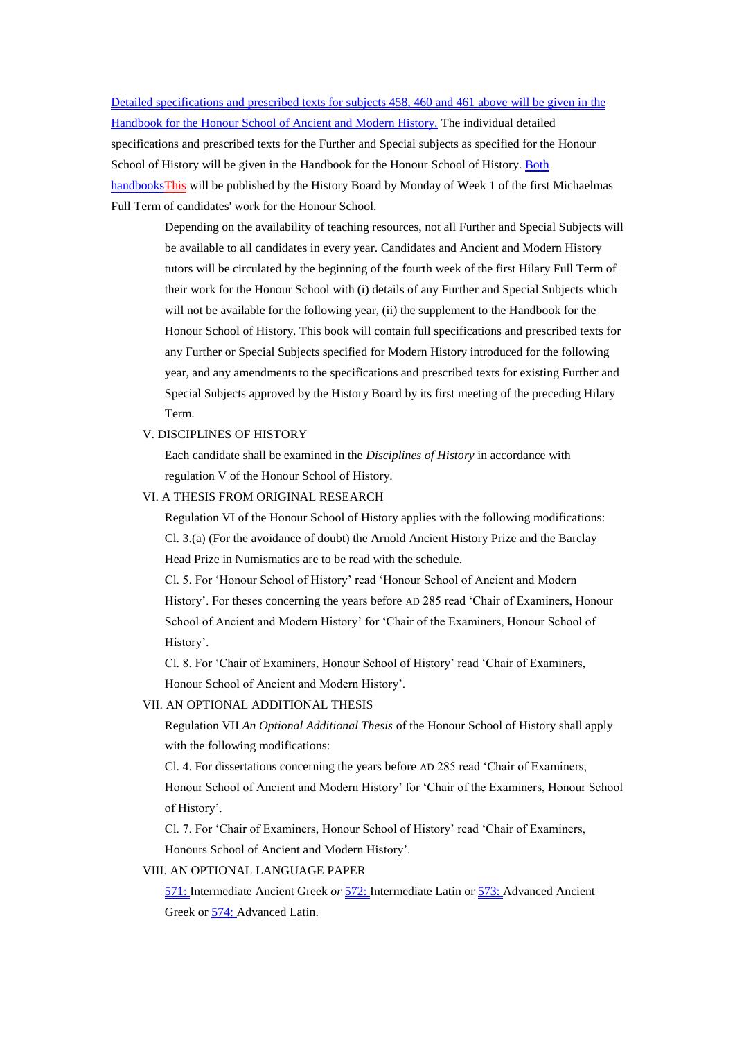Detailed specifications and prescribed texts for subjects 458, 460 and 461 above will be given in the Handbook for the Honour School of Ancient and Modern History. The individual detailed specifications and prescribed texts for the Further and Special subjects as specified for the Honour School of History will be given in the Handbook for the Honour School of History. Both handbooks~~This~~ will be published by the History Board by Monday of Week 1 of the first Michaelmas Full Term of candidates' work for the Honour School.

Depending on the availability of teaching resources, not all Further and Special Subjects will be available to all candidates in every year. Candidates and Ancient and Modern History tutors will be circulated by the beginning of the fourth week of the first Hilary Full Term of their work for the Honour School with (i) details of any Further and Special Subjects which will not be available for the following year, (ii) the supplement to the Handbook for the Honour School of History. This book will contain full specifications and prescribed texts for any Further or Special Subjects specified for Modern History introduced for the following year, and any amendments to the specifications and prescribed texts for existing Further and Special Subjects approved by the History Board by its first meeting of the preceding Hilary Term.

V. DISCIPLINES OF HISTORY

Each candidate shall be examined in the *Disciplines of History* in accordance with regulation V of the Honour School of History.

VI. A THESIS FROM ORIGINAL RESEARCH

Regulation VI of the Honour School of History applies with the following modifications:

Cl. 3.(a) (For the avoidance of doubt) the Arnold Ancient History Prize and the Barclay Head Prize in Numismatics are to be read with the schedule.

Cl. 5. For 'Honour School of History' read 'Honour School of Ancient and Modern History'. For theses concerning the years before AD 285 read 'Chair of Examiners, Honour School of Ancient and Modern History' for 'Chair of the Examiners, Honour School of History'.

Cl. 8. For 'Chair of Examiners, Honour School of History' read 'Chair of Examiners, Honour School of Ancient and Modern History'.

VII. AN OPTIONAL ADDITIONAL THESIS

Regulation VII *An Optional Additional Thesis* of the Honour School of History shall apply with the following modifications:

Cl. 4. For dissertations concerning the years before AD 285 read 'Chair of Examiners, Honour School of Ancient and Modern History' for 'Chair of the Examiners, Honour School of History'.

Cl. 7. For 'Chair of Examiners, Honour School of History' read 'Chair of Examiners, Honours School of Ancient and Modern History'.

VIII. AN OPTIONAL LANGUAGE PAPER

571: Intermediate Ancient Greek *or* 572: Intermediate Latin or 573: Advanced Ancient Greek or 574: Advanced Latin.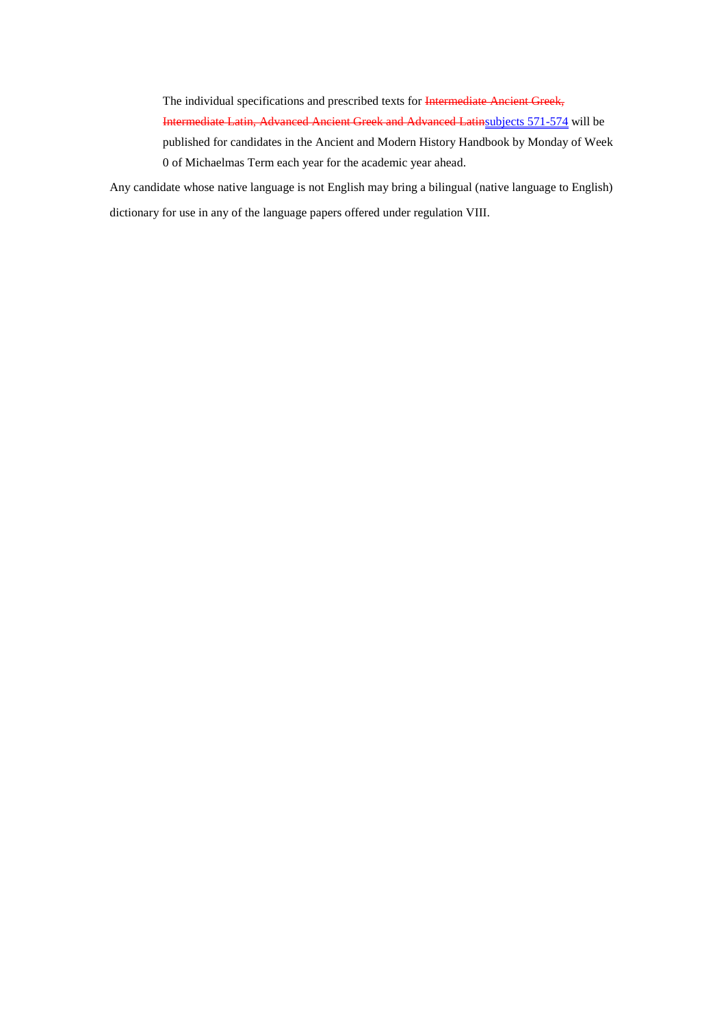The individual specifications and prescribed texts for ~~Intermediate Ancient Greek, Intermediate Latin, Advanced Ancient Greek and Advanced Latin~~subjects 571-574 will be published for candidates in the Ancient and Modern History Handbook by Monday of Week 0 of Michaelmas Term each year for the academic year ahead.

Any candidate whose native language is not English may bring a bilingual (native language to English) dictionary for use in any of the language papers offered under regulation VIII.